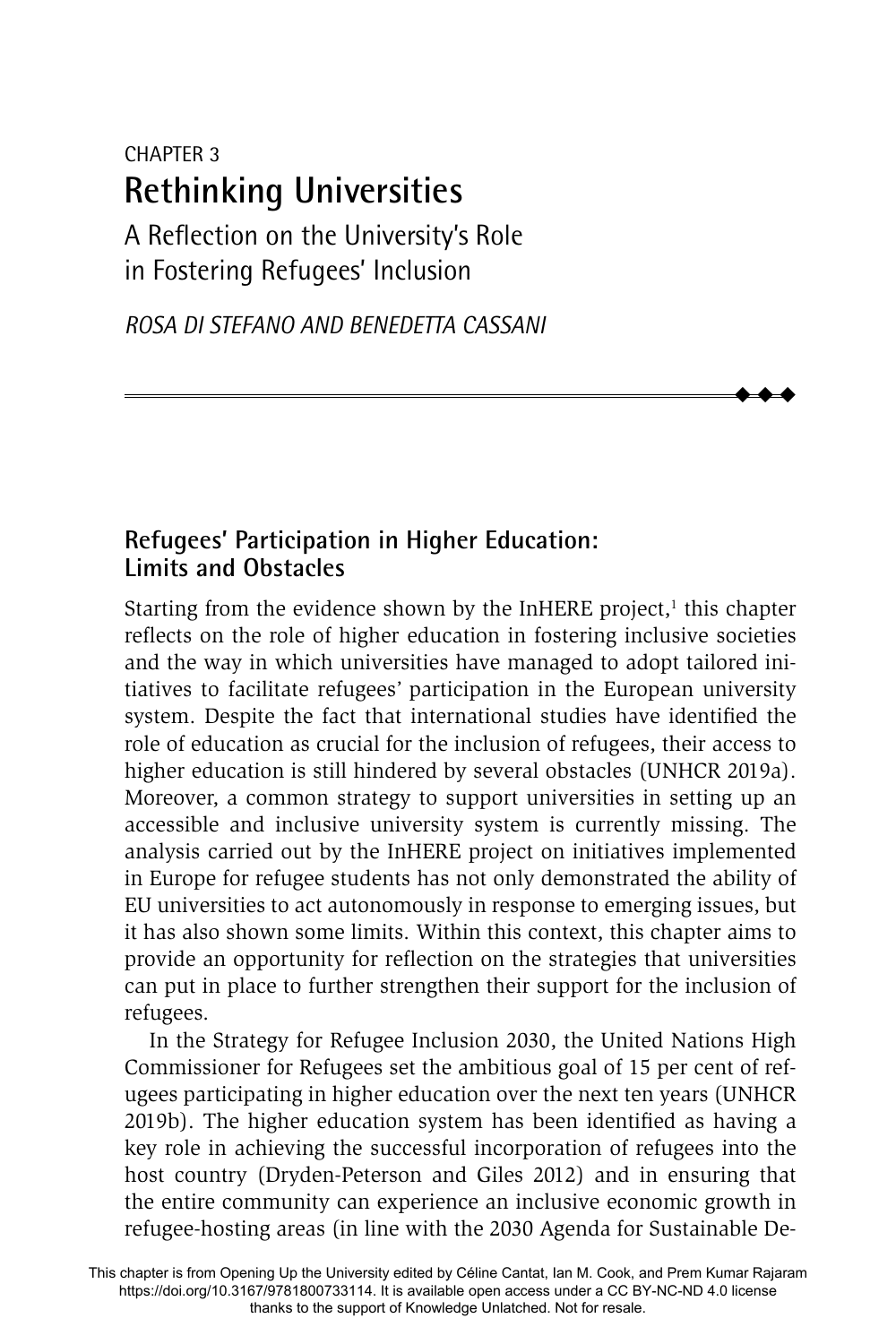CHAPTER 3

# Rethinking Universities

## A Reflection on the University's Role in Fostering Refugees' Inclusion

*ROSA DI STEFANO AND BENEDETTA CASSANI*

### Refugees' Participation in Higher Education: Limits and Obstacles

Starting from the evidence shown by the InHERE project,[1] this chapter reflects on the role of higher education in fostering inclusive societies and the way in which universities have managed to adopt tailored initiatives to facilitate refugees' participation in the European university system. Despite the fact that international studies have identified the role of education as crucial for the inclusion of refugees, their access to higher education is still hindered by several obstacles (UNHCR 2019a). Moreover, a common strategy to support universities in setting up an accessible and inclusive university system is currently missing. The analysis carried out by the InHERE project on initiatives implemented in Europe for refugee students has not only demonstrated the ability of EU universities to act autonomously in response to emerging issues, but it has also shown some limits. Within this context, this chapter aims to provide an opportunity for reflection on the strategies that universities can put in place to further strengthen their support for the inclusion of refugees.

In the Strategy for Refugee Inclusion 2030, the United Nations High Commissioner for Refugees set the ambitious goal of 15 per cent of refugees participating in higher education over the next ten years (UNHCR 2019b). The higher education system has been identified as having a key role in achieving the successful incorporation of refugees into the host country (Dryden-Peterson and Giles 2012) and in ensuring that the entire community can experience an inclusive economic growth in refugee-hosting areas (in line with the 2030 Agenda for Sustainable De-

This chapter is from Opening Up the University edited by Céline Cantat, Ian M. Cook, and Prem Kumar Rajaram https://doi.org/10.3167/9781800733114. It is available open access under a CC BY-NC-ND 4.0 license thanks to the support of Knowledge Unlatched. Not for resale.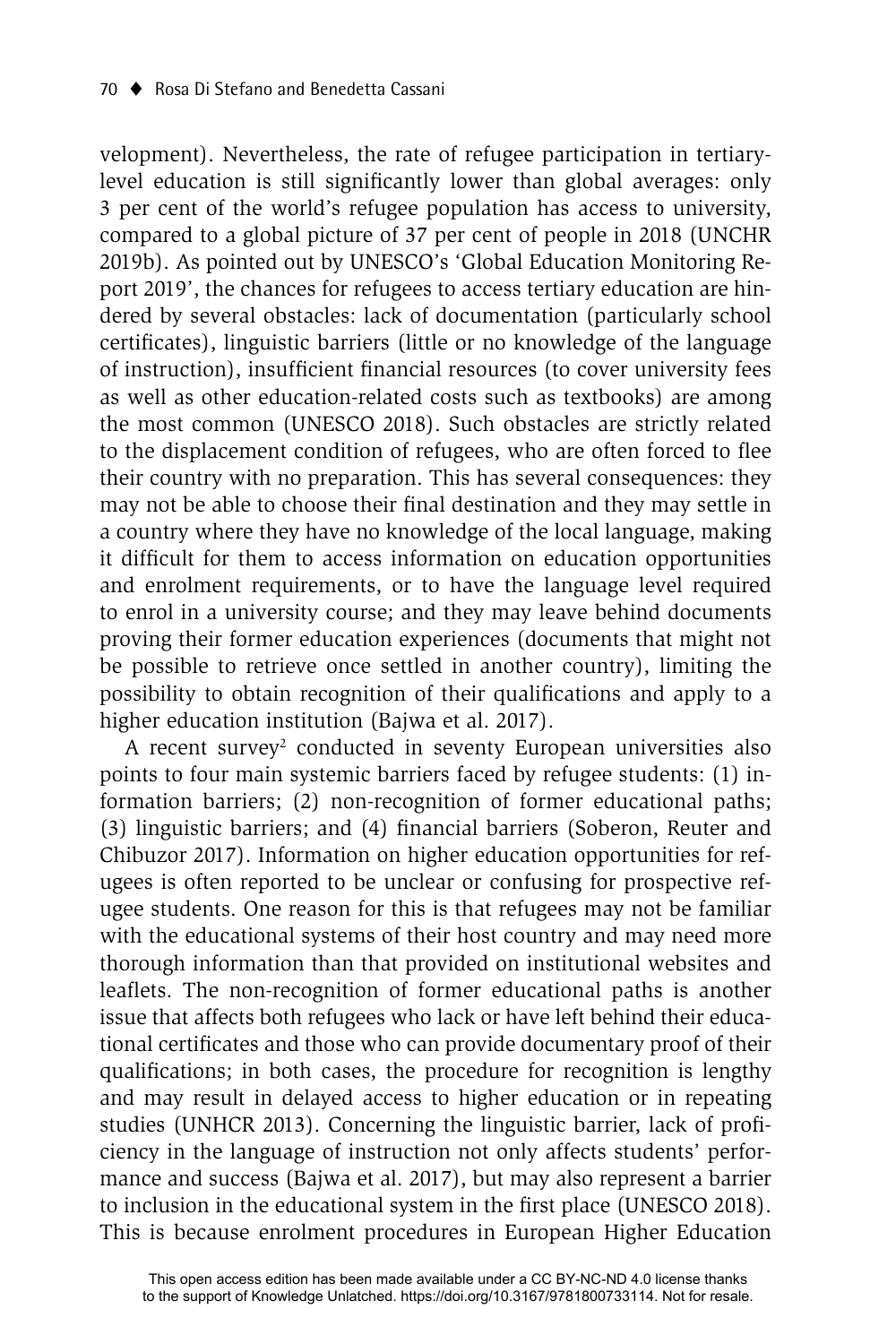velopment). Nevertheless, the rate of refugee participation in tertiary-level education is still significantly lower than global averages: only 3 per cent of the world's refugee population has access to university, compared to a global picture of 37 per cent of people in 2018 (UNCHR 2019b). As pointed out by UNESCO's 'Global Education Monitoring Report 2019', the chances for refugees to access tertiary education are hindered by several obstacles: lack of documentation (particularly school certificates), linguistic barriers (little or no knowledge of the language of instruction), insufficient financial resources (to cover university fees as well as other education-related costs such as textbooks) are among the most common (UNESCO 2018). Such obstacles are strictly related to the displacement condition of refugees, who are often forced to flee their country with no preparation. This has several consequences: they may not be able to choose their final destination and they may settle in a country where they have no knowledge of the local language, making it difficult for them to access information on education opportunities and enrolment requirements, or to have the language level required to enrol in a university course; and they may leave behind documents proving their former education experiences (documents that might not be possible to retrieve once settled in another country), limiting the possibility to obtain recognition of their qualifications and apply to a higher education institution (Bajwa et al. 2017).

A recent survey[2] conducted in seventy European universities also points to four main systemic barriers faced by refugee students: (1) information barriers; (2) non-recognition of former educational paths; (3) linguistic barriers; and (4) financial barriers (Soberon, Reuter and Chibuzor 2017). Information on higher education opportunities for refugees is often reported to be unclear or confusing for prospective refugee students. One reason for this is that refugees may not be familiar with the educational systems of their host country and may need more thorough information than that provided on institutional websites and leaflets. The non-recognition of former educational paths is another issue that affects both refugees who lack or have left behind their educational certificates and those who can provide documentary proof of their qualifications; in both cases, the procedure for recognition is lengthy and may result in delayed access to higher education or in repeating studies (UNHCR 2013). Concerning the linguistic barrier, lack of proficiency in the language of instruction not only affects students' performance and success (Bajwa et al. 2017), but may also represent a barrier to inclusion in the educational system in the first place (UNESCO 2018). This is because enrolment procedures in European Higher Education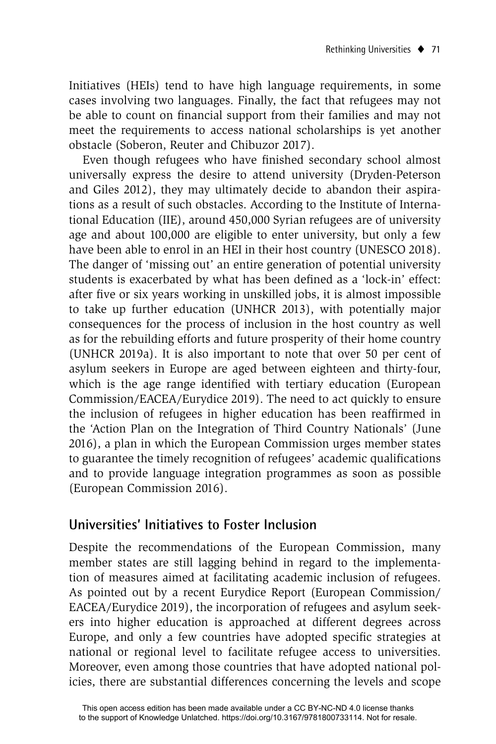Initiatives (HEIs) tend to have high language requirements, in some cases involving two languages. Finally, the fact that refugees may not be able to count on financial support from their families and may not meet the requirements to access national scholarships is yet another obstacle (Soberon, Reuter and Chibuzor 2017).

Even though refugees who have finished secondary school almost universally express the desire to attend university (Dryden-Peterson and Giles 2012), they may ultimately decide to abandon their aspirations as a result of such obstacles. According to the Institute of International Education (IIE), around 450,000 Syrian refugees are of university age and about 100,000 are eligible to enter university, but only a few have been able to enrol in an HEI in their host country (UNESCO 2018). The danger of 'missing out' an entire generation of potential university students is exacerbated by what has been defined as a 'lock-in' effect: after five or six years working in unskilled jobs, it is almost impossible to take up further education (UNHCR 2013), with potentially major consequences for the process of inclusion in the host country as well as for the rebuilding efforts and future prosperity of their home country (UNHCR 2019a). It is also important to note that over 50 per cent of asylum seekers in Europe are aged between eighteen and thirty-four, which is the age range identified with tertiary education (European Commission/EACEA/Eurydice 2019). The need to act quickly to ensure the inclusion of refugees in higher education has been reaffirmed in the 'Action Plan on the Integration of Third Country Nationals' (June 2016), a plan in which the European Commission urges member states to guarantee the timely recognition of refugees' academic qualifications and to provide language integration programmes as soon as possible (European Commission 2016).

## Universities' Initiatives to Foster Inclusion

Despite the recommendations of the European Commission, many member states are still lagging behind in regard to the implementation of measures aimed at facilitating academic inclusion of refugees. As pointed out by a recent Eurydice Report (European Commission/EACEA/Eurydice 2019), the incorporation of refugees and asylum seekers into higher education is approached at different degrees across Europe, and only a few countries have adopted specific strategies at national or regional level to facilitate refugee access to universities. Moreover, even among those countries that have adopted national policies, there are substantial differences concerning the levels and scope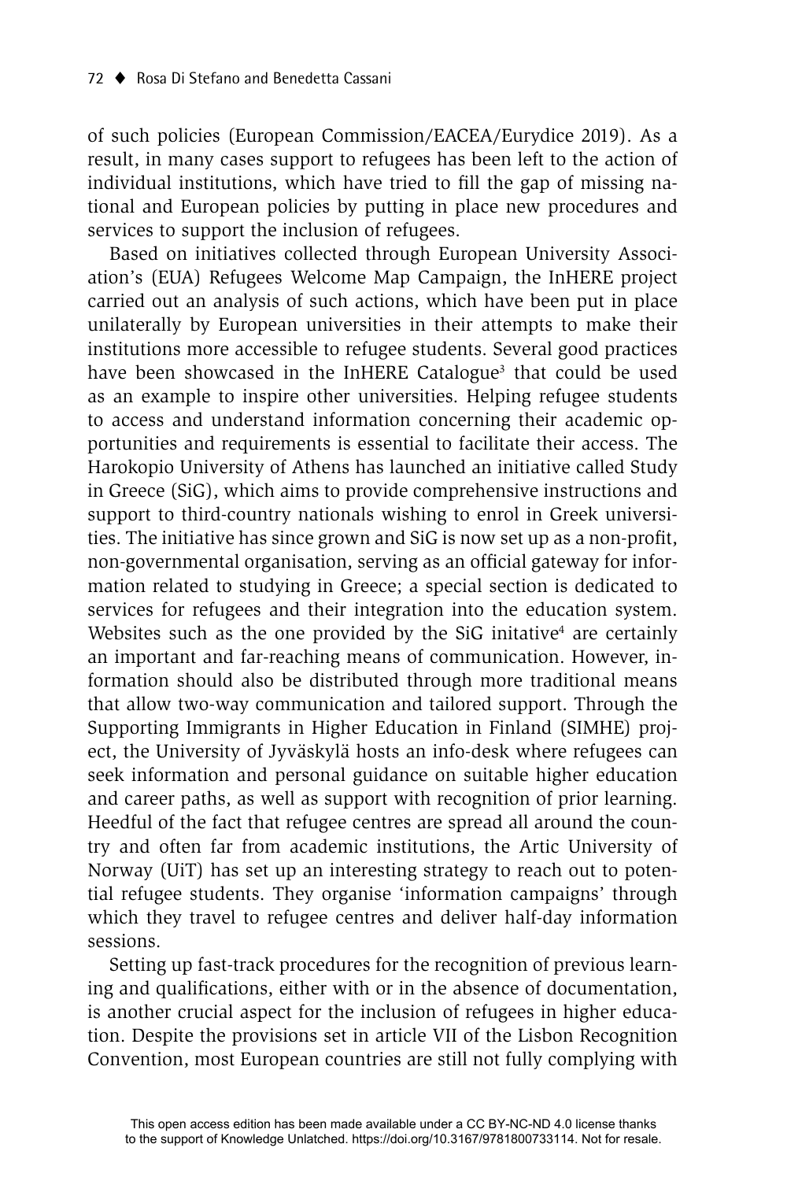of such policies (European Commission/EACEA/Eurydice 2019). As a result, in many cases support to refugees has been left to the action of individual institutions, which have tried to fill the gap of missing national and European policies by putting in place new procedures and services to support the inclusion of refugees.

Based on initiatives collected through European University Association's (EUA) Refugees Welcome Map Campaign, the InHERE project carried out an analysis of such actions, which have been put in place unilaterally by European universities in their attempts to make their institutions more accessible to refugee students. Several good practices have been showcased in the InHERE Catalogue[3] that could be used as an example to inspire other universities. Helping refugee students to access and understand information concerning their academic opportunities and requirements is essential to facilitate their access. The Harokopio University of Athens has launched an initiative called Study in Greece (SiG), which aims to provide comprehensive instructions and support to third-country nationals wishing to enrol in Greek universities. The initiative has since grown and SiG is now set up as a non-profit, non-governmental organisation, serving as an official gateway for information related to studying in Greece; a special section is dedicated to services for refugees and their integration into the education system. Websites such as the one provided by the SiG initative[4] are certainly an important and far-reaching means of communication. However, information should also be distributed through more traditional means that allow two-way communication and tailored support. Through the Supporting Immigrants in Higher Education in Finland (SIMHE) project, the University of Jyväskylä hosts an info-desk where refugees can seek information and personal guidance on suitable higher education and career paths, as well as support with recognition of prior learning. Heedful of the fact that refugee centres are spread all around the country and often far from academic institutions, the Artic University of Norway (UiT) has set up an interesting strategy to reach out to potential refugee students. They organise 'information campaigns' through which they travel to refugee centres and deliver half-day information sessions.

Setting up fast-track procedures for the recognition of previous learning and qualifications, either with or in the absence of documentation, is another crucial aspect for the inclusion of refugees in higher education. Despite the provisions set in article VII of the Lisbon Recognition Convention, most European countries are still not fully complying with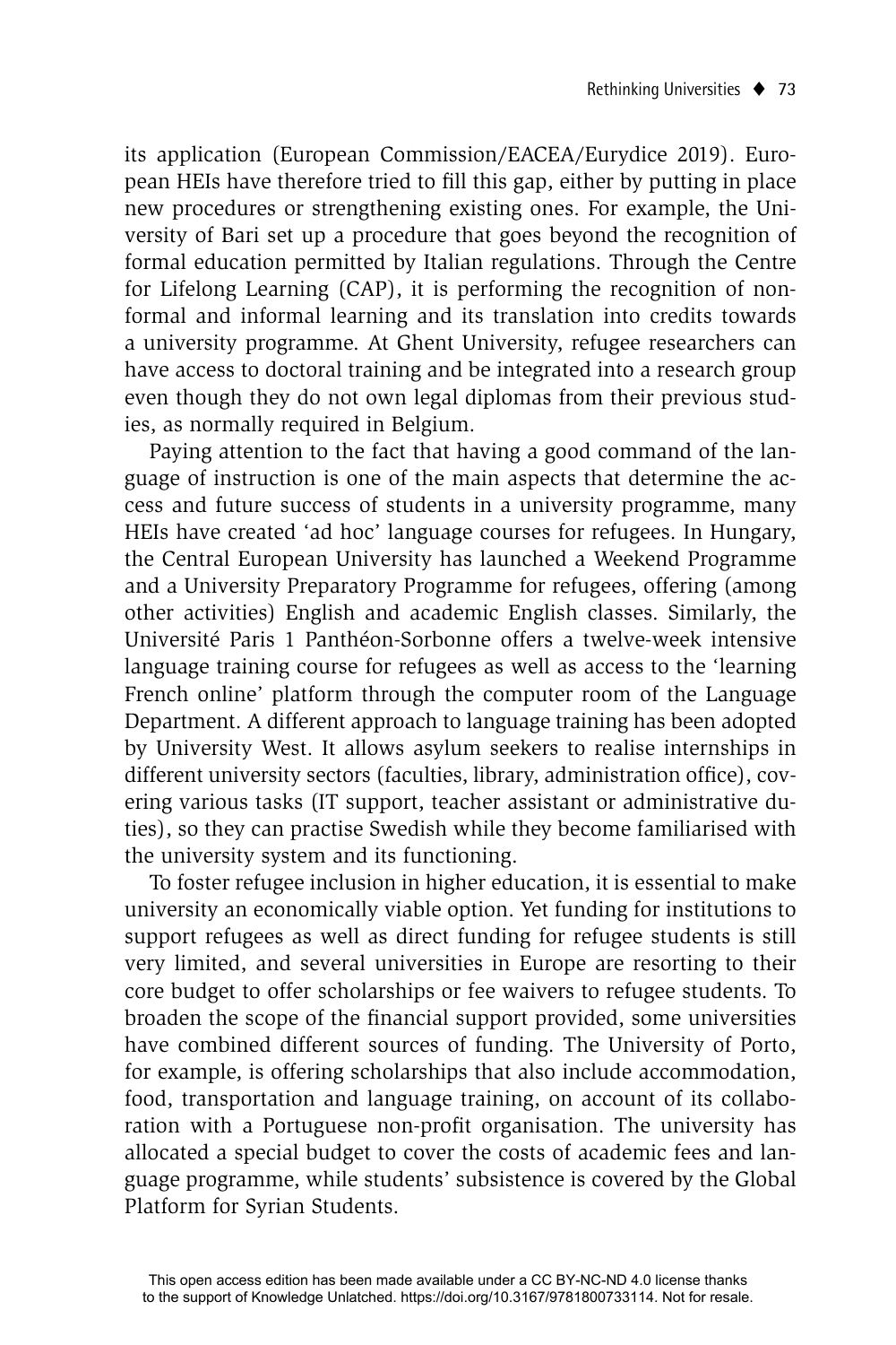its application (European Commission/EACEA/Eurydice 2019). European HEIs have therefore tried to fill this gap, either by putting in place new procedures or strengthening existing ones. For example, the University of Bari set up a procedure that goes beyond the recognition of formal education permitted by Italian regulations. Through the Centre for Lifelong Learning (CAP), it is performing the recognition of non-formal and informal learning and its translation into credits towards a university programme. At Ghent University, refugee researchers can have access to doctoral training and be integrated into a research group even though they do not own legal diplomas from their previous studies, as normally required in Belgium.

Paying attention to the fact that having a good command of the language of instruction is one of the main aspects that determine the access and future success of students in a university programme, many HEIs have created 'ad hoc' language courses for refugees. In Hungary, the Central European University has launched a Weekend Programme and a University Preparatory Programme for refugees, offering (among other activities) English and academic English classes. Similarly, the Université Paris 1 Panthéon-Sorbonne offers a twelve-week intensive language training course for refugees as well as access to the 'learning French online' platform through the computer room of the Language Department. A different approach to language training has been adopted by University West. It allows asylum seekers to realise internships in different university sectors (faculties, library, administration office), covering various tasks (IT support, teacher assistant or administrative duties), so they can practise Swedish while they become familiarised with the university system and its functioning.

To foster refugee inclusion in higher education, it is essential to make university an economically viable option. Yet funding for institutions to support refugees as well as direct funding for refugee students is still very limited, and several universities in Europe are resorting to their core budget to offer scholarships or fee waivers to refugee students. To broaden the scope of the financial support provided, some universities have combined different sources of funding. The University of Porto, for example, is offering scholarships that also include accommodation, food, transportation and language training, on account of its collaboration with a Portuguese non-profit organisation. The university has allocated a special budget to cover the costs of academic fees and language programme, while students' subsistence is covered by the Global Platform for Syrian Students.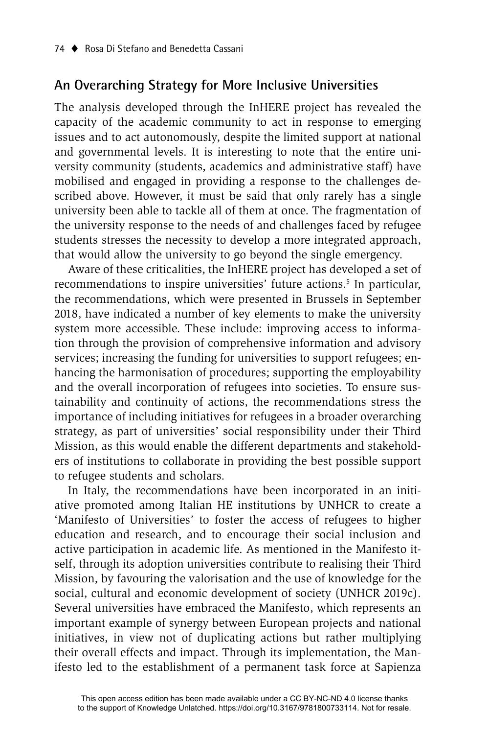## An Overarching Strategy for More Inclusive Universities

The analysis developed through the InHERE project has revealed the capacity of the academic community to act in response to emerging issues and to act autonomously, despite the limited support at national and governmental levels. It is interesting to note that the entire university community (students, academics and administrative staff) have mobilised and engaged in providing a response to the challenges described above. However, it must be said that only rarely has a single university been able to tackle all of them at once. The fragmentation of the university response to the needs of and challenges faced by refugee students stresses the necessity to develop a more integrated approach, that would allow the university to go beyond the single emergency.

Aware of these criticalities, the InHERE project has developed a set of recommendations to inspire universities' future actions.[5] In particular, the recommendations, which were presented in Brussels in September 2018, have indicated a number of key elements to make the university system more accessible. These include: improving access to information through the provision of comprehensive information and advisory services; increasing the funding for universities to support refugees; enhancing the harmonisation of procedures; supporting the employability and the overall incorporation of refugees into societies. To ensure sustainability and continuity of actions, the recommendations stress the importance of including initiatives for refugees in a broader overarching strategy, as part of universities' social responsibility under their Third Mission, as this would enable the different departments and stakeholders of institutions to collaborate in providing the best possible support to refugee students and scholars.

In Italy, the recommendations have been incorporated in an initiative promoted among Italian HE institutions by UNHCR to create a 'Manifesto of Universities' to foster the access of refugees to higher education and research, and to encourage their social inclusion and active participation in academic life. As mentioned in the Manifesto itself, through its adoption universities contribute to realising their Third Mission, by favouring the valorisation and the use of knowledge for the social, cultural and economic development of society (UNHCR 2019c). Several universities have embraced the Manifesto, which represents an important example of synergy between European projects and national initiatives, in view not of duplicating actions but rather multiplying their overall effects and impact. Through its implementation, the Manifesto led to the establishment of a permanent task force at Sapienza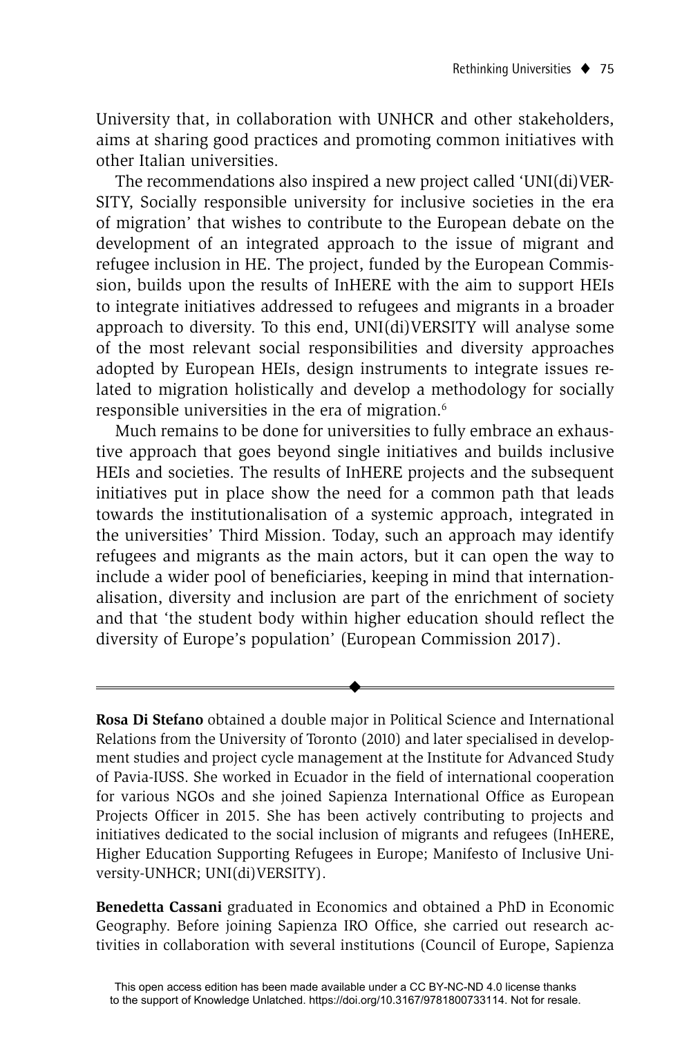University that, in collaboration with UNHCR and other stakeholders, aims at sharing good practices and promoting common initiatives with other Italian universities.

The recommendations also inspired a new project called 'UNI(di)VERSITY, Socially responsible university for inclusive societies in the era of migration' that wishes to contribute to the European debate on the development of an integrated approach to the issue of migrant and refugee inclusion in HE. The project, funded by the European Commission, builds upon the results of InHERE with the aim to support HEIs to integrate initiatives addressed to refugees and migrants in a broader approach to diversity. To this end, UNI(di)VERSITY will analyse some of the most relevant social responsibilities and diversity approaches adopted by European HEIs, design instruments to integrate issues related to migration holistically and develop a methodology for socially responsible universities in the era of migration.[6]

Much remains to be done for universities to fully embrace an exhaustive approach that goes beyond single initiatives and builds inclusive HEIs and societies. The results of InHERE projects and the subsequent initiatives put in place show the need for a common path that leads towards the institutionalisation of a systemic approach, integrated in the universities' Third Mission. Today, such an approach may identify refugees and migrants as the main actors, but it can open the way to include a wider pool of beneficiaries, keeping in mind that internationalisation, diversity and inclusion are part of the enrichment of society and that 'the student body within higher education should reflect the diversity of Europe's population' (European Commission 2017).

---

**Rosa Di Stefano** obtained a double major in Political Science and International Relations from the University of Toronto (2010) and later specialised in development studies and project cycle management at the Institute for Advanced Study of Pavia-IUSS. She worked in Ecuador in the field of international cooperation for various NGOs and she joined Sapienza International Office as European Projects Officer in 2015. She has been actively contributing to projects and initiatives dedicated to the social inclusion of migrants and refugees (InHERE, Higher Education Supporting Refugees in Europe; Manifesto of Inclusive University-UNHCR; UNI(di)VERSITY).

**Benedetta Cassani** graduated in Economics and obtained a PhD in Economic Geography. Before joining Sapienza IRO Office, she carried out research activities in collaboration with several institutions (Council of Europe, Sapienza

This open access edition has been made available under a CC BY-NC-ND 4.0 license thanks to the support of Knowledge Unlatched. https://doi.org/10.3167/9781800733114. Not for resale.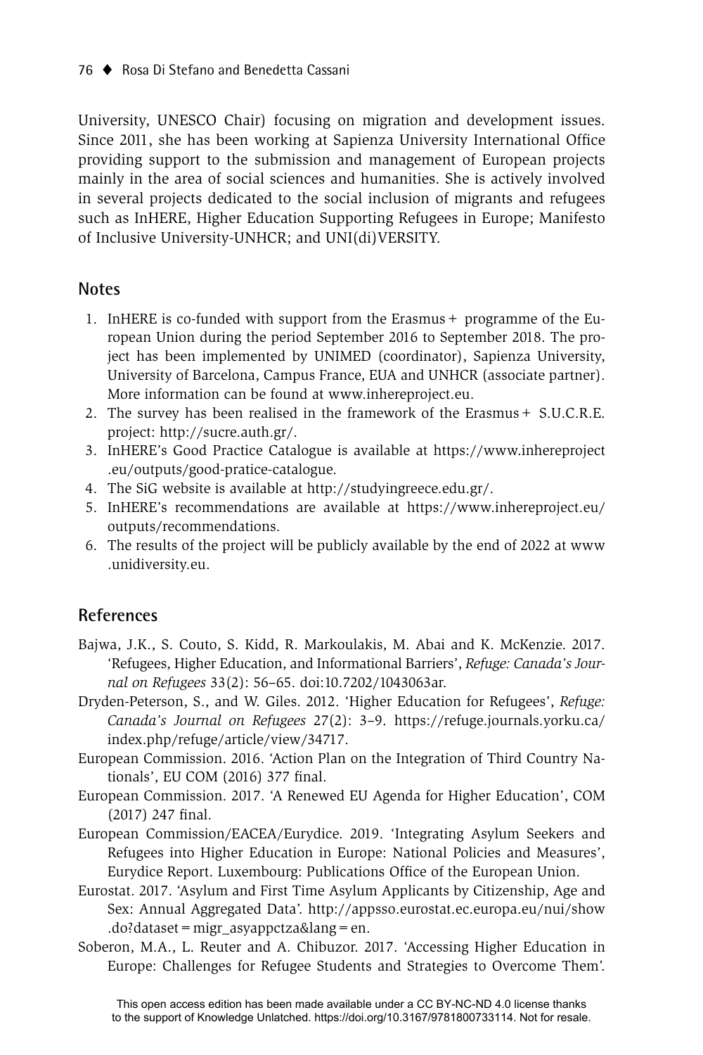University, UNESCO Chair) focusing on migration and development issues. Since 2011, she has been working at Sapienza University International Office providing support to the submission and management of European projects mainly in the area of social sciences and humanities. She is actively involved in several projects dedicated to the social inclusion of migrants and refugees such as InHERE, Higher Education Supporting Refugees in Europe; Manifesto of Inclusive University-UNHCR; and UNI(di)VERSITY.

## Notes

1. InHERE is co-funded with support from the Erasmus+ programme of the European Union during the period September 2016 to September 2018. The project has been implemented by UNIMED (coordinator), Sapienza University, University of Barcelona, Campus France, EUA and UNHCR (associate partner). More information can be found at www.inhereproject.eu.
2. The survey has been realised in the framework of the Erasmus+ S.U.C.R.E. project: http://sucre.auth.gr/.
3. InHERE's Good Practice Catalogue is available at https://www.inhereproject.eu/outputs/good-pratice-catalogue.
4. The SiG website is available at http://studyingreece.edu.gr/.
5. InHERE's recommendations are available at https://www.inhereproject.eu/outputs/recommendations.
6. The results of the project will be publicly available by the end of 2022 at www.unidiversity.eu.

## References

Bajwa, J.K., S. Couto, S. Kidd, R. Markoulakis, M. Abai and K. McKenzie. 2017. 'Refugees, Higher Education, and Informational Barriers', *Refuge: Canada's Journal on Refugees* 33(2): 56–65. doi:10.7202/1043063ar.

Dryden-Peterson, S., and W. Giles. 2012. 'Higher Education for Refugees', *Refuge: Canada's Journal on Refugees* 27(2): 3–9. https://refuge.journals.yorku.ca/index.php/refuge/article/view/34717.

European Commission. 2016. 'Action Plan on the Integration of Third Country Nationals', EU COM (2016) 377 final.

European Commission. 2017. 'A Renewed EU Agenda for Higher Education', COM (2017) 247 final.

European Commission/EACEA/Eurydice. 2019. 'Integrating Asylum Seekers and Refugees into Higher Education in Europe: National Policies and Measures', Eurydice Report. Luxembourg: Publications Office of the European Union.

Eurostat. 2017. 'Asylum and First Time Asylum Applicants by Citizenship, Age and Sex: Annual Aggregated Data'. http://appsso.eurostat.ec.europa.eu/nui/show.do?dataset=migr_asyappctza&lang=en.

Soberon, M.A., L. Reuter and A. Chibuzor. 2017. 'Accessing Higher Education in Europe: Challenges for Refugee Students and Strategies to Overcome Them'.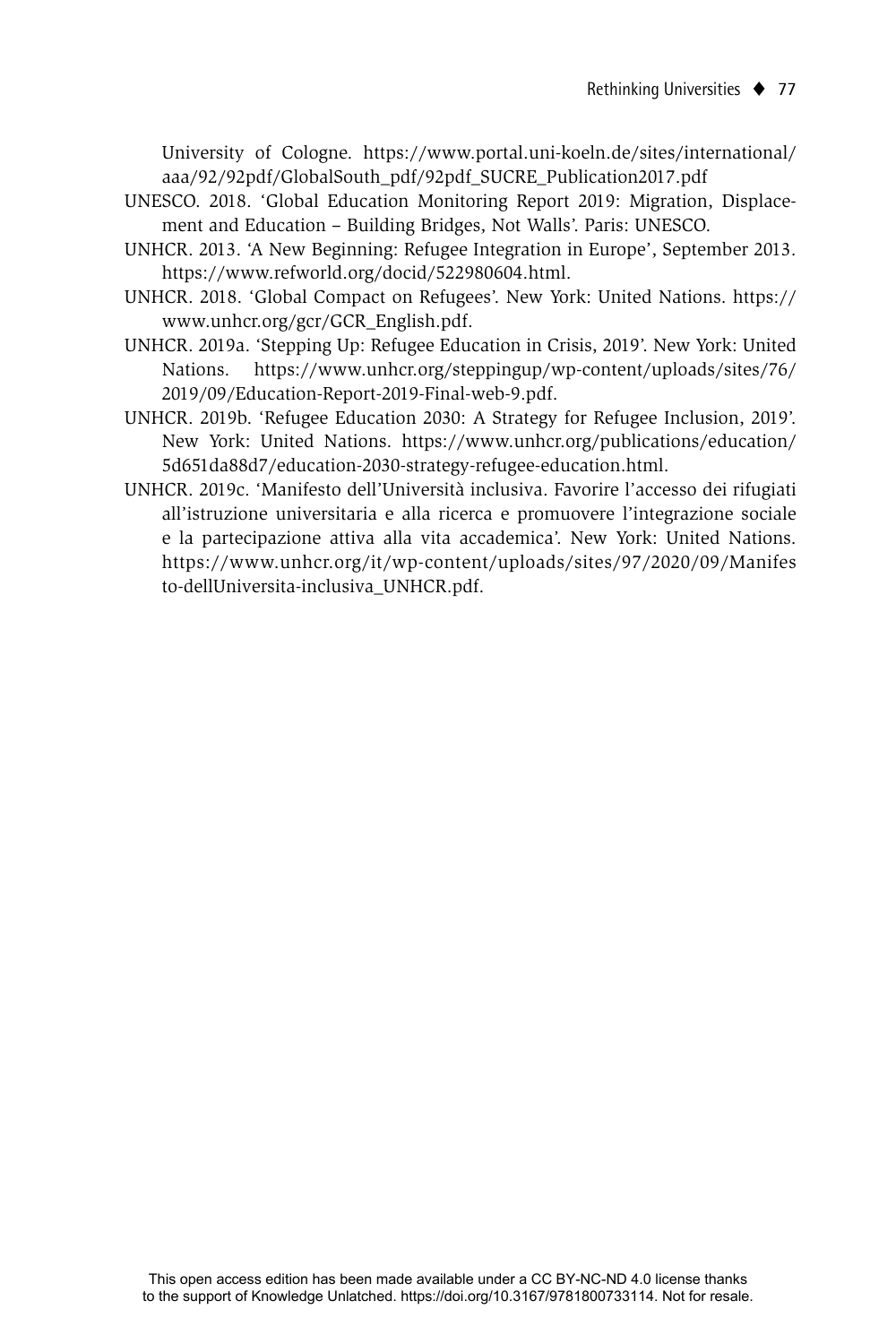University of Cologne. https://www.portal.uni-koeln.de/sites/international/aaa/92/92pdf/GlobalSouth_pdf/92pdf_SUCRE_Publication2017.pdf

UNESCO. 2018. 'Global Education Monitoring Report 2019: Migration, Displacement and Education – Building Bridges, Not Walls'. Paris: UNESCO.

UNHCR. 2013. 'A New Beginning: Refugee Integration in Europe', September 2013. https://www.refworld.org/docid/522980604.html.

UNHCR. 2018. 'Global Compact on Refugees'. New York: United Nations. https://www.unhcr.org/gcr/GCR_English.pdf.

UNHCR. 2019a. 'Stepping Up: Refugee Education in Crisis, 2019'. New York: United Nations. https://www.unhcr.org/steppingup/wp-content/uploads/sites/76/2019/09/Education-Report-2019-Final-web-9.pdf.

UNHCR. 2019b. 'Refugee Education 2030: A Strategy for Refugee Inclusion, 2019'. New York: United Nations. https://www.unhcr.org/publications/education/5d651da88d7/education-2030-strategy-refugee-education.html.

UNHCR. 2019c. 'Manifesto dell'Università inclusiva. Favorire l'accesso dei rifugiati all'istruzione universitaria e alla ricerca e promuovere l'integrazione sociale e la partecipazione attiva alla vita accademica'. New York: United Nations. https://www.unhcr.org/it/wp-content/uploads/sites/97/2020/09/Manifesto-dellUniversita-inclusiva_UNHCR.pdf.

This open access edition has been made available under a CC BY-NC-ND 4.0 license thanks to the support of Knowledge Unlatched. https://doi.org/10.3167/9781800733114. Not for resale.